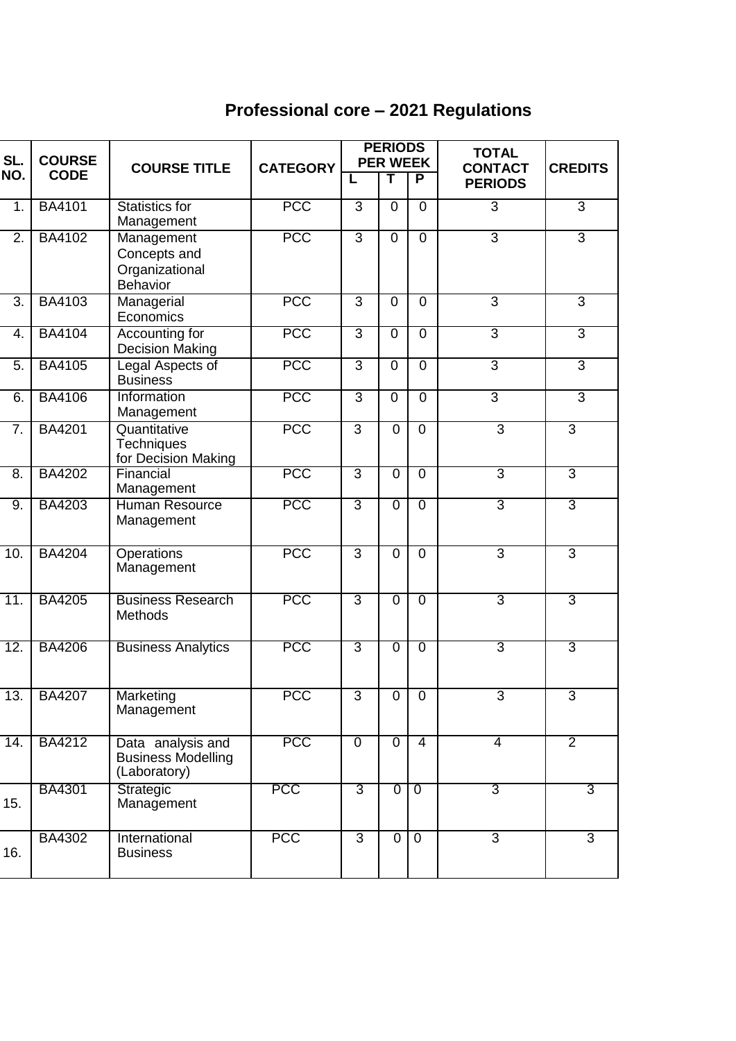# Professional core – 2021 Regulations

| SL. NO. | COURSE CODE | COURSE TITLE | CATEGORY | PERIODS PER WEEK | | | TOTAL CONTACT PERIODS | CREDITS |
|---|---|---|---|---|---|---|---|---|
| | | | | L | T | P | | |
| 1. | BA4101 | Statistics for Management | PCC | 3 | 0 | 0 | 3 | 3 |
| 2. | BA4102 | Management Concepts and Organizational Behavior | PCC | 3 | 0 | 0 | 3 | 3 |
| 3. | BA4103 | Managerial Economics | PCC | 3 | 0 | 0 | 3 | 3 |
| 4. | BA4104 | Accounting for Decision Making | PCC | 3 | 0 | 0 | 3 | 3 |
| 5. | BA4105 | Legal Aspects of Business | PCC | 3 | 0 | 0 | 3 | 3 |
| 6. | BA4106 | Information Management | PCC | 3 | 0 | 0 | 3 | 3 |
| 7. | BA4201 | Quantitative Techniques for Decision Making | PCC | 3 | 0 | 0 | 3 | 3 |
| 8. | BA4202 | Financial Management | PCC | 3 | 0 | 0 | 3 | 3 |
| 9. | BA4203 | Human Resource Management | PCC | 3 | 0 | 0 | 3 | 3 |
| 10. | BA4204 | Operations Management | PCC | 3 | 0 | 0 | 3 | 3 |
| 11. | BA4205 | Business Research Methods | PCC | 3 | 0 | 0 | 3 | 3 |
| 12. | BA4206 | Business Analytics | PCC | 3 | 0 | 0 | 3 | 3 |
| 13. | BA4207 | Marketing Management | PCC | 3 | 0 | 0 | 3 | 3 |
| 14. | BA4212 | Data analysis and Business Modelling (Laboratory) | PCC | 0 | 0 | 4 | 4 | 2 |
| 15. | BA4301 | Strategic Management | PCC | 3 | 0 | 0 | 3 | 3 |
| 16. | BA4302 | International Business | PCC | 3 | 0 | 0 | 3 | 3 |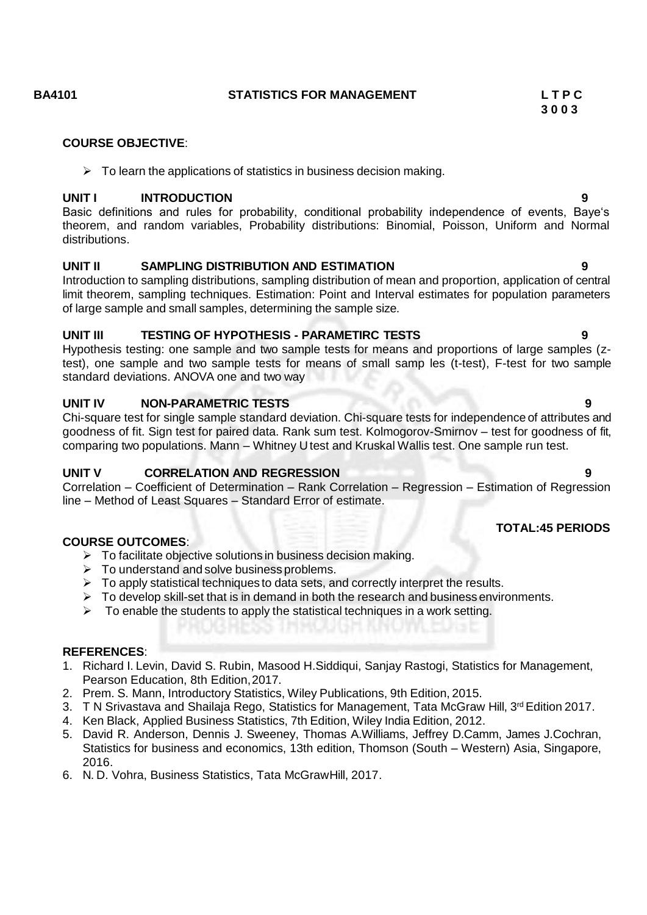**BA4101 STATISTICS FOR MANAGEMENT**

| L | T | P | C |
|---|---|---|---|
| 3 | 0 | 0 | 3 |

**COURSE OBJECTIVE**:

- To learn the applications of statistics in business decision making.

**UNIT I INTRODUCTION** **9**

Basic definitions and rules for probability, conditional probability independence of events, Baye's theorem, and random variables, Probability distributions: Binomial, Poisson, Uniform and Normal distributions.

**UNIT II SAMPLING DISTRIBUTION AND ESTIMATION** **9**

Introduction to sampling distributions, sampling distribution of mean and proportion, application of central limit theorem, sampling techniques. Estimation: Point and Interval estimates for population parameters of large sample and small samples, determining the sample size.

**UNIT III TESTING OF HYPOTHESIS - PARAMETIRC TESTS** **9**

Hypothesis testing: one sample and two sample tests for means and proportions of large samples (z-test), one sample and two sample tests for means of small samp les (t-test), F-test for two sample standard deviations. ANOVA one and two way

**UNIT IV NON-PARAMETRIC TESTS** **9**

Chi-square test for single sample standard deviation. Chi-square tests for independence of attributes and goodness of fit. Sign test for paired data. Rank sum test. Kolmogorov-Smirnov – test for goodness of fit, comparing two populations. Mann – Whitney U test and Kruskal Wallis test. One sample run test.

**UNIT V CORRELATION AND REGRESSION** **9**

Correlation – Coefficient of Determination – Rank Correlation – Regression – Estimation of Regression line – Method of Least Squares – Standard Error of estimate.

**TOTAL:45 PERIODS**

**COURSE OUTCOMES**:

- To facilitate objective solutions in business decision making.
- To understand and solve business problems.
- To apply statistical techniques to data sets, and correctly interpret the results.
- To develop skill-set that is in demand in both the research and business environments.
- To enable the students to apply the statistical techniques in a work setting.

**REFERENCES**:

1. Richard I. Levin, David S. Rubin, Masood H.Siddiqui, Sanjay Rastogi, Statistics for Management, Pearson Education, 8th Edition, 2017.
2. Prem. S. Mann, Introductory Statistics, Wiley Publications, 9th Edition, 2015.
3. T N Srivastava and Shailaja Rego, Statistics for Management, Tata McGraw Hill, 3rd Edition 2017.
4. Ken Black, Applied Business Statistics, 7th Edition, Wiley India Edition, 2012.
5. David R. Anderson, Dennis J. Sweeney, Thomas A.Williams, Jeffrey D.Camm, James J.Cochran, Statistics for business and economics, 13th edition, Thomson (South – Western) Asia, Singapore, 2016.
6. N. D. Vohra, Business Statistics, Tata McGrawHill, 2017.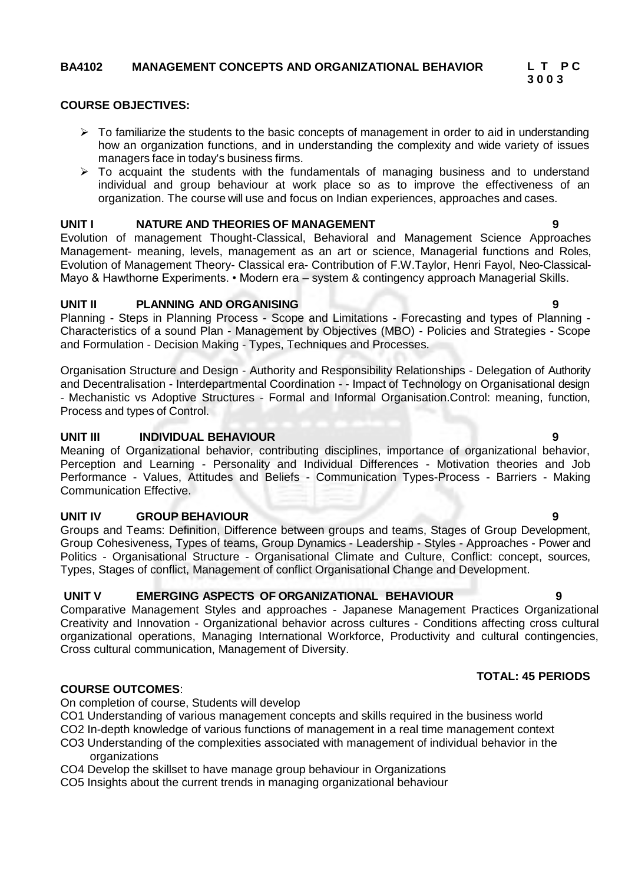## BA4102 MANAGEMENT CONCEPTS AND ORGANIZATIONAL BEHAVIOR

**L T P C**
**3 0 0 3**

### COURSE OBJECTIVES:

- To familiarize the students to the basic concepts of management in order to aid in understanding how an organization functions, and in understanding the complexity and wide variety of issues managers face in today's business firms.
- To acquaint the students with the fundamentals of managing business and to understand individual and group behaviour at work place so as to improve the effectiveness of an organization. The course will use and focus on Indian experiences, approaches and cases.

### UNIT I NATURE AND THEORIES OF MANAGEMENT 9

Evolution of management Thought-Classical, Behavioral and Management Science Approaches Management- meaning, levels, management as an art or science, Managerial functions and Roles, Evolution of Management Theory- Classical era- Contribution of F.W.Taylor, Henri Fayol, Neo-Classical-Mayo & Hawthorne Experiments. • Modern era – system & contingency approach Managerial Skills.

### UNIT II PLANNING AND ORGANISING 9

Planning - Steps in Planning Process - Scope and Limitations - Forecasting and types of Planning - Characteristics of a sound Plan - Management by Objectives (MBO) - Policies and Strategies - Scope and Formulation - Decision Making - Types, Techniques and Processes.

Organisation Structure and Design - Authority and Responsibility Relationships - Delegation of Authority and Decentralisation - Interdepartmental Coordination - - Impact of Technology on Organisational design - Mechanistic vs Adoptive Structures - Formal and Informal Organisation.Control: meaning, function, Process and types of Control.

### UNIT III INDIVIDUAL BEHAVIOUR 9

Meaning of Organizational behavior, contributing disciplines, importance of organizational behavior, Perception and Learning - Personality and Individual Differences - Motivation theories and Job Performance - Values, Attitudes and Beliefs - Communication Types-Process - Barriers - Making Communication Effective.

### UNIT IV GROUP BEHAVIOUR 9

Groups and Teams: Definition, Difference between groups and teams, Stages of Group Development, Group Cohesiveness, Types of teams, Group Dynamics - Leadership - Styles - Approaches - Power and Politics - Organisational Structure - Organisational Climate and Culture, Conflict: concept, sources, Types, Stages of conflict, Management of conflict Organisational Change and Development.

### UNIT V EMERGING ASPECTS OF ORGANIZATIONAL BEHAVIOUR 9

Comparative Management Styles and approaches - Japanese Management Practices Organizational Creativity and Innovation - Organizational behavior across cultures - Conditions affecting cross cultural organizational operations, Managing International Workforce, Productivity and cultural contingencies, Cross cultural communication, Management of Diversity.

**TOTAL: 45 PERIODS**

### COURSE OUTCOMES:

On completion of course, Students will develop

CO1 Understanding of various management concepts and skills required in the business world

CO2 In-depth knowledge of various functions of management in a real time management context

CO3 Understanding of the complexities associated with management of individual behavior in the organizations

CO4 Develop the skillset to have manage group behaviour in Organizations

CO5 Insights about the current trends in managing organizational behaviour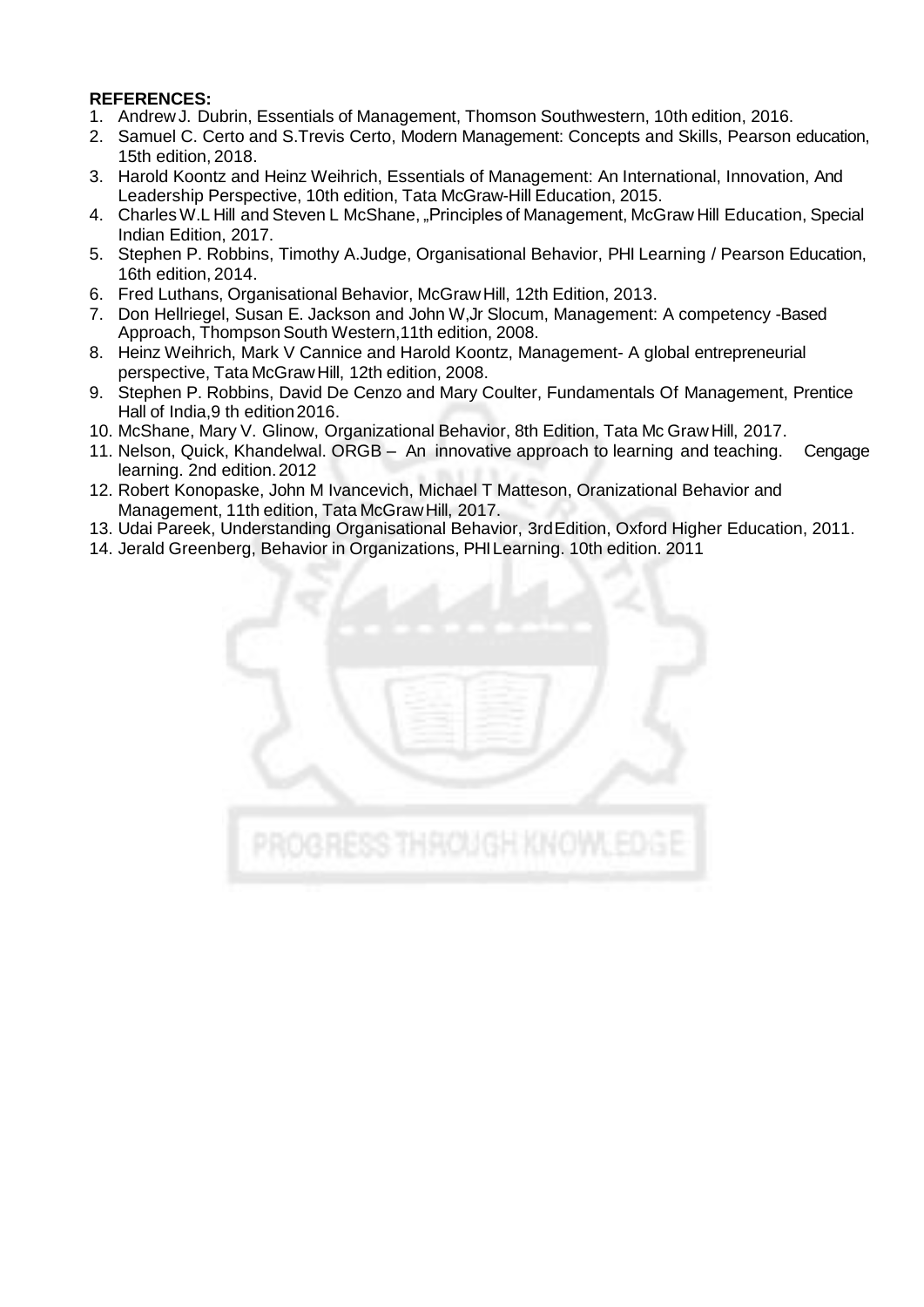**REFERENCES:**

1. Andrew J. Dubrin, Essentials of Management, Thomson Southwestern, 10th edition, 2016.
2. Samuel C. Certo and S.Trevis Certo, Modern Management: Concepts and Skills, Pearson education, 15th edition, 2018.
3. Harold Koontz and Heinz Weihrich, Essentials of Management: An International, Innovation, And Leadership Perspective, 10th edition, Tata McGraw-Hill Education, 2015.
4. Charles W.L Hill and Steven L McShane, „Principles of Management, McGraw Hill Education, Special Indian Edition, 2017.
5. Stephen P. Robbins, Timothy A.Judge, Organisational Behavior, PHI Learning / Pearson Education, 16th edition, 2014.
6. Fred Luthans, Organisational Behavior, McGraw Hill, 12th Edition, 2013.
7. Don Hellriegel, Susan E. Jackson and John W,Jr Slocum, Management: A competency -Based Approach, Thompson South Western,11th edition, 2008.
8. Heinz Weihrich, Mark V Cannice and Harold Koontz, Management- A global entrepreneurial perspective, Tata McGraw Hill, 12th edition, 2008.
9. Stephen P. Robbins, David De Cenzo and Mary Coulter, Fundamentals Of Management, Prentice Hall of India,9 th edition 2016.
10. McShane, Mary V. Glinow, Organizational Behavior, 8th Edition, Tata Mc Graw Hill, 2017.
11. Nelson, Quick, Khandelwal. ORGB – An innovative approach to learning and teaching. Cengage learning. 2nd edition. 2012
12. Robert Konopaske, John M Ivancevich, Michael T Matteson, Oranizational Behavior and Management, 11th edition, Tata McGraw Hill, 2017.
13. Udai Pareek, Understanding Organisational Behavior, 3rd Edition, Oxford Higher Education, 2011.
14. Jerald Greenberg, Behavior in Organizations, PHI Learning. 10th edition. 2011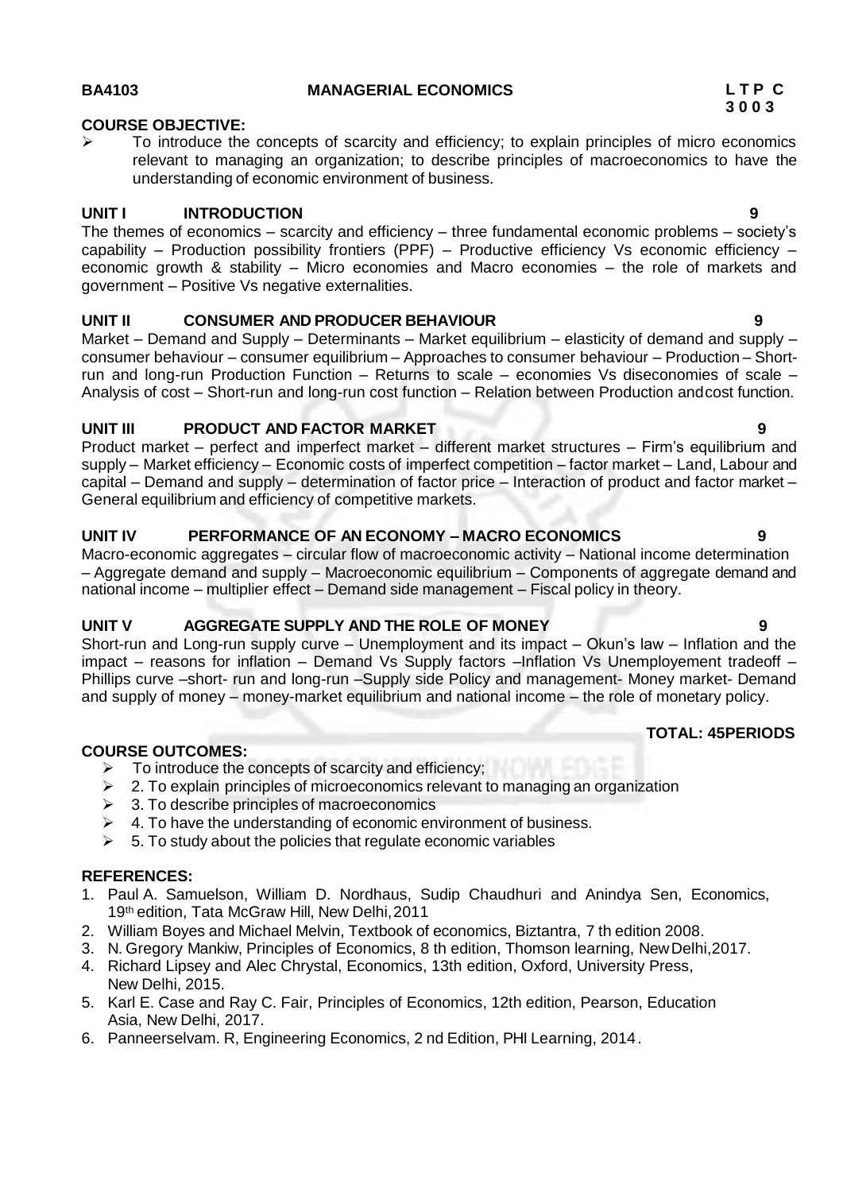**BA4103** **MANAGERIAL ECONOMICS** **L T P C**
**3 0 0 3**

**COURSE OBJECTIVE:**

- To introduce the concepts of scarcity and efficiency; to explain principles of micro economics relevant to managing an organization; to describe principles of macroeconomics to have the understanding of economic environment of business.

**UNIT I INTRODUCTION** **9**

The themes of economics – scarcity and efficiency – three fundamental economic problems – society's capability – Production possibility frontiers (PPF) – Productive efficiency Vs economic efficiency – economic growth & stability – Micro economies and Macro economies – the role of markets and government – Positive Vs negative externalities.

**UNIT II CONSUMER AND PRODUCER BEHAVIOUR** **9**

Market – Demand and Supply – Determinants – Market equilibrium – elasticity of demand and supply – consumer behaviour – consumer equilibrium – Approaches to consumer behaviour – Production – Short-run and long-run Production Function – Returns to scale – economies Vs diseconomies of scale – Analysis of cost – Short-run and long-run cost function – Relation between Production andcost function.

**UNIT III PRODUCT AND FACTOR MARKET** **9**

Product market – perfect and imperfect market – different market structures – Firm's equilibrium and supply – Market efficiency – Economic costs of imperfect competition – factor market – Land, Labour and capital – Demand and supply – determination of factor price – Interaction of product and factor market – General equilibrium and efficiency of competitive markets.

**UNIT IV PERFORMANCE OF AN ECONOMY – MACRO ECONOMICS** **9**

Macro-economic aggregates – circular flow of macroeconomic activity – National income determination – Aggregate demand and supply – Macroeconomic equilibrium – Components of aggregate demand and national income – multiplier effect – Demand side management – Fiscal policy in theory.

**UNIT V AGGREGATE SUPPLY AND THE ROLE OF MONEY** **9**

Short-run and Long-run supply curve – Unemployment and its impact – Okun's law – Inflation and the impact – reasons for inflation – Demand Vs Supply factors –Inflation Vs Unemployement tradeoff – Phillips curve –short- run and long-run –Supply side Policy and management- Money market- Demand and supply of money – money-market equilibrium and national income – the role of monetary policy.

**TOTAL: 45PERIODS**

**COURSE OUTCOMES:**

- To introduce the concepts of scarcity and efficiency;
- 2. To explain principles of microeconomics relevant to managing an organization
- 3. To describe principles of macroeconomics
- 4. To have the understanding of economic environment of business.
- 5. To study about the policies that regulate economic variables

**REFERENCES:**

1. Paul A. Samuelson, William D. Nordhaus, Sudip Chaudhuri and Anindya Sen, Economics, 19th edition, Tata McGraw Hill, New Delhi,2011
2. William Boyes and Michael Melvin, Textbook of economics, Biztantra, 7 th edition 2008.
3. N. Gregory Mankiw, Principles of Economics, 8 th edition, Thomson learning, NewDelhi,2017.
4. Richard Lipsey and Alec Chrystal, Economics, 13th edition, Oxford, University Press, New Delhi, 2015.
5. Karl E. Case and Ray C. Fair, Principles of Economics, 12th edition, Pearson, Education Asia, New Delhi, 2017.
6. Panneerselvam. R, Engineering Economics, 2 nd Edition, PHI Learning, 2014.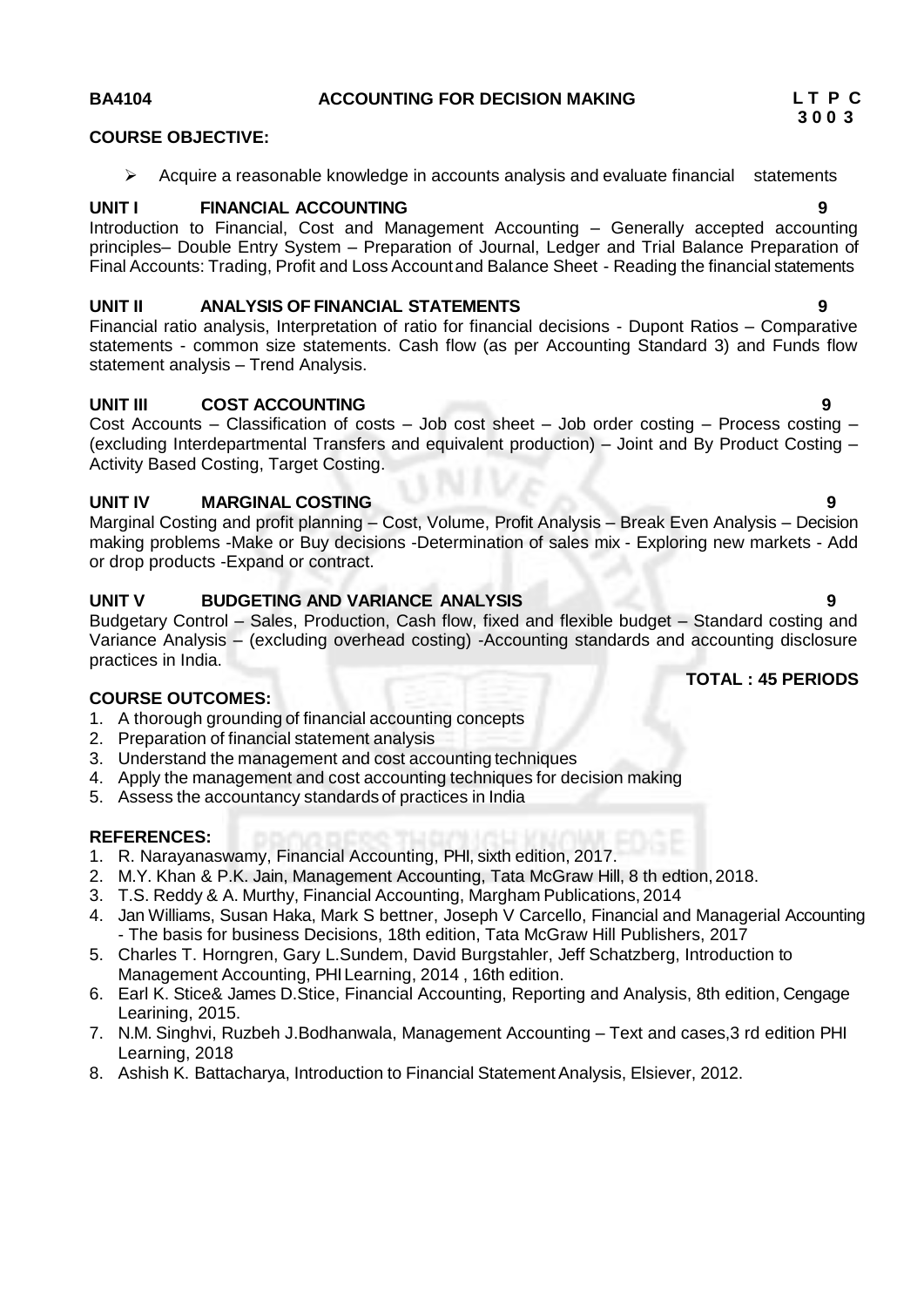**BA4104 ACCOUNTING FOR DECISION MAKING**

**L T P C**
**3 0 0 3**

**COURSE OBJECTIVE:**

- Acquire a reasonable knowledge in accounts analysis and evaluate financial statements

**UNIT I FINANCIAL ACCOUNTING 9**

Introduction to Financial, Cost and Management Accounting – Generally accepted accounting principles– Double Entry System – Preparation of Journal, Ledger and Trial Balance Preparation of Final Accounts: Trading, Profit and Loss Account and Balance Sheet - Reading the financial statements

**UNIT II ANALYSIS OF FINANCIAL STATEMENTS 9**

Financial ratio analysis, Interpretation of ratio for financial decisions - Dupont Ratios – Comparative statements - common size statements. Cash flow (as per Accounting Standard 3) and Funds flow statement analysis – Trend Analysis.

**UNIT III COST ACCOUNTING 9**

Cost Accounts – Classification of costs – Job cost sheet – Job order costing – Process costing – (excluding Interdepartmental Transfers and equivalent production) – Joint and By Product Costing – Activity Based Costing, Target Costing.

**UNIT IV MARGINAL COSTING 9**

Marginal Costing and profit planning – Cost, Volume, Profit Analysis – Break Even Analysis – Decision making problems -Make or Buy decisions -Determination of sales mix - Exploring new markets - Add or drop products -Expand or contract.

**UNIT V BUDGETING AND VARIANCE ANALYSIS 9**

Budgetary Control – Sales, Production, Cash flow, fixed and flexible budget – Standard costing and Variance Analysis – (excluding overhead costing) -Accounting standards and accounting disclosure practices in India.

**TOTAL : 45 PERIODS**

**COURSE OUTCOMES:**

1. A thorough grounding of financial accounting concepts
2. Preparation of financial statement analysis
3. Understand the management and cost accounting techniques
4. Apply the management and cost accounting techniques for decision making
5. Assess the accountancy standards of practices in India

**REFERENCES:**

1. R. Narayanaswamy, Financial Accounting, PHI, sixth edition, 2017.
2. M.Y. Khan & P.K. Jain, Management Accounting, Tata McGraw Hill, 8 th edtion, 2018.
3. T.S. Reddy & A. Murthy, Financial Accounting, Margham Publications, 2014
4. Jan Williams, Susan Haka, Mark S bettner, Joseph V Carcello, Financial and Managerial Accounting - The basis for business Decisions, 18th edition, Tata McGraw Hill Publishers, 2017
5. Charles T. Horngren, Gary L.Sundem, David Burgstahler, Jeff Schatzberg, Introduction to Management Accounting, PHI Learning, 2014 , 16th edition.
6. Earl K. Stice& James D.Stice, Financial Accounting, Reporting and Analysis, 8th edition, Cengage Learining, 2015.
7. N.M. Singhvi, Ruzbeh J.Bodhanwala, Management Accounting – Text and cases,3 rd edition PHI Learning, 2018
8. Ashish K. Battacharya, Introduction to Financial Statement Analysis, Elsiever, 2012.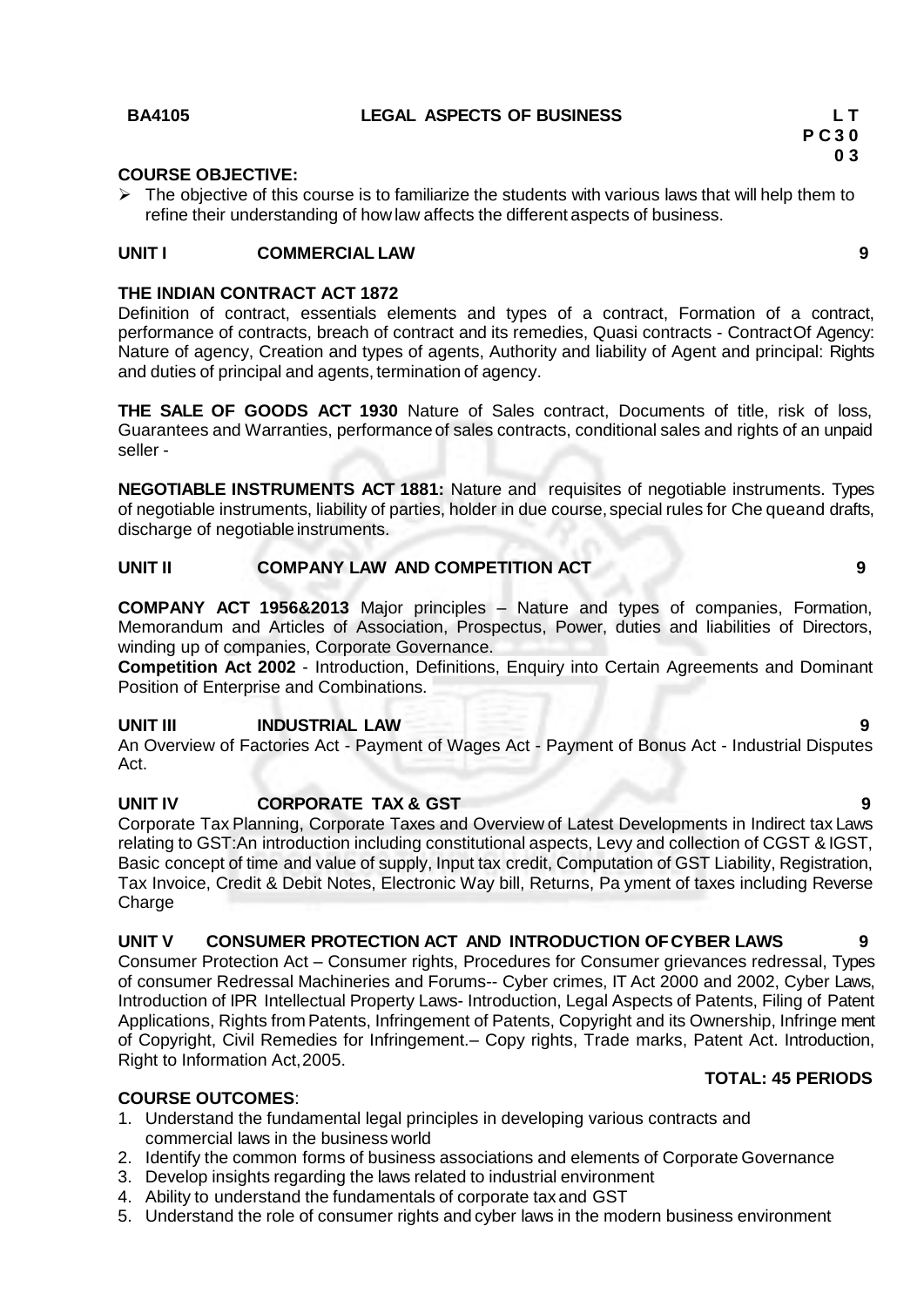**BA4105 LEGAL ASPECTS OF BUSINESS**

| L | T | P | C |
|---|---|---|---|
| 3 | 0 | 0 | 3 |

**COURSE OBJECTIVE:**

- The objective of this course is to familiarize the students with various laws that will help them to refine their understanding of how law affects the different aspects of business.

**UNIT I COMMERCIAL LAW 9**

**THE INDIAN CONTRACT ACT 1872**

Definition of contract, essentials elements and types of a contract, Formation of a contract, performance of contracts, breach of contract and its remedies, Quasi contracts - Contract Of Agency: Nature of agency, Creation and types of agents, Authority and liability of Agent and principal: Rights and duties of principal and agents, termination of agency.

**THE SALE OF GOODS ACT 1930** Nature of Sales contract, Documents of title, risk of loss, Guarantees and Warranties, performance of sales contracts, conditional sales and rights of an unpaid seller -

**NEGOTIABLE INSTRUMENTS ACT 1881:** Nature and requisites of negotiable instruments. Types of negotiable instruments, liability of parties, holder in due course, special rules for Che queand drafts, discharge of negotiable instruments.

**UNIT II COMPANY LAW AND COMPETITION ACT 9**

**COMPANY ACT 1956&2013** Major principles – Nature and types of companies, Formation, Memorandum and Articles of Association, Prospectus, Power, duties and liabilities of Directors, winding up of companies, Corporate Governance.

**Competition Act 2002** - Introduction, Definitions, Enquiry into Certain Agreements and Dominant Position of Enterprise and Combinations.

**UNIT III INDUSTRIAL LAW 9**

An Overview of Factories Act - Payment of Wages Act - Payment of Bonus Act - Industrial Disputes Act.

**UNIT IV CORPORATE TAX & GST 9**

Corporate Tax Planning, Corporate Taxes and Overview of Latest Developments in Indirect tax Laws relating to GST:An introduction including constitutional aspects, Levy and collection of CGST & IGST, Basic concept of time and value of supply, Input tax credit, Computation of GST Liability, Registration, Tax Invoice, Credit & Debit Notes, Electronic Way bill, Returns, Pa yment of taxes including Reverse Charge

**UNIT V CONSUMER PROTECTION ACT AND INTRODUCTION OF CYBER LAWS 9**

Consumer Protection Act – Consumer rights, Procedures for Consumer grievances redressal, Types of consumer Redressal Machineries and Forums-- Cyber crimes, IT Act 2000 and 2002, Cyber Laws, Introduction of IPR Intellectual Property Laws- Introduction, Legal Aspects of Patents, Filing of Patent Applications, Rights from Patents, Infringement of Patents, Copyright and its Ownership, Infringe ment of Copyright, Civil Remedies for Infringement.– Copy rights, Trade marks, Patent Act. Introduction, Right to Information Act, 2005.

**TOTAL: 45 PERIODS**

**COURSE OUTCOMES**:

1. Understand the fundamental legal principles in developing various contracts and commercial laws in the business world
2. Identify the common forms of business associations and elements of Corporate Governance
3. Develop insights regarding the laws related to industrial environment
4. Ability to understand the fundamentals of corporate tax and GST
5. Understand the role of consumer rights and cyber laws in the modern business environment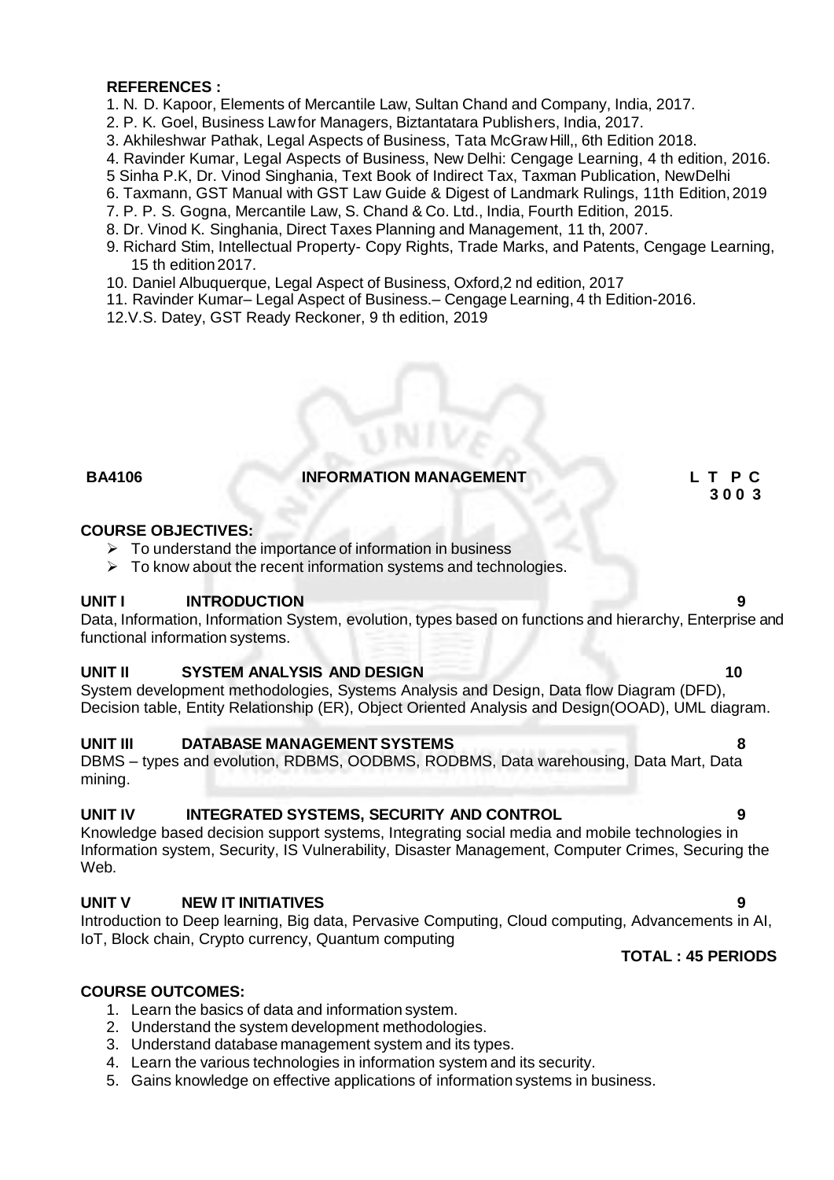**REFERENCES :**

1. N. D. Kapoor, Elements of Mercantile Law, Sultan Chand and Company, India, 2017.
2. P. K. Goel, Business Law for Managers, Biztantatara Publishers, India, 2017.
3. Akhileshwar Pathak, Legal Aspects of Business, Tata McGraw Hill,, 6th Edition 2018.
4. Ravinder Kumar, Legal Aspects of Business, New Delhi: Cengage Learning, 4 th edition, 2016.
5. Sinha P.K, Dr. Vinod Singhania, Text Book of Indirect Tax, Taxman Publication, NewDelhi
6. Taxmann, GST Manual with GST Law Guide & Digest of Landmark Rulings, 11th Edition, 2019
7. P. P. S. Gogna, Mercantile Law, S. Chand & Co. Ltd., India, Fourth Edition, 2015.
8. Dr. Vinod K. Singhania, Direct Taxes Planning and Management, 11 th, 2007.
9. Richard Stim, Intellectual Property- Copy Rights, Trade Marks, and Patents, Cengage Learning, 15 th edition 2017.
10. Daniel Albuquerque, Legal Aspect of Business, Oxford,2 nd edition, 2017
11. Ravinder Kumar– Legal Aspect of Business.– Cengage Learning, 4 th Edition-2016.
12. V.S. Datey, GST Ready Reckoner, 9 th edition, 2019

**BA4106 INFORMATION MANAGEMENT** **L T P C**
**3 0 0 3**

**COURSE OBJECTIVES:**

- To understand the importance of information in business
- To know about the recent information systems and technologies.

**UNIT I INTRODUCTION** **9**

Data, Information, Information System, evolution, types based on functions and hierarchy, Enterprise and functional information systems.

**UNIT II SYSTEM ANALYSIS AND DESIGN** **10**

System development methodologies, Systems Analysis and Design, Data flow Diagram (DFD), Decision table, Entity Relationship (ER), Object Oriented Analysis and Design(OOAD), UML diagram.

**UNIT III DATABASE MANAGEMENT SYSTEMS** **8**

DBMS – types and evolution, RDBMS, OODBMS, RODBMS, Data warehousing, Data Mart, Data mining.

**UNIT IV INTEGRATED SYSTEMS, SECURITY AND CONTROL** **9**

Knowledge based decision support systems, Integrating social media and mobile technologies in Information system, Security, IS Vulnerability, Disaster Management, Computer Crimes, Securing the Web.

**UNIT V NEW IT INITIATIVES** **9**

Introduction to Deep learning, Big data, Pervasive Computing, Cloud computing, Advancements in AI, IoT, Block chain, Crypto currency, Quantum computing

**TOTAL : 45 PERIODS**

**COURSE OUTCOMES:**

1. Learn the basics of data and information system.
2. Understand the system development methodologies.
3. Understand database management system and its types.
4. Learn the various technologies in information system and its security.
5. Gains knowledge on effective applications of information systems in business.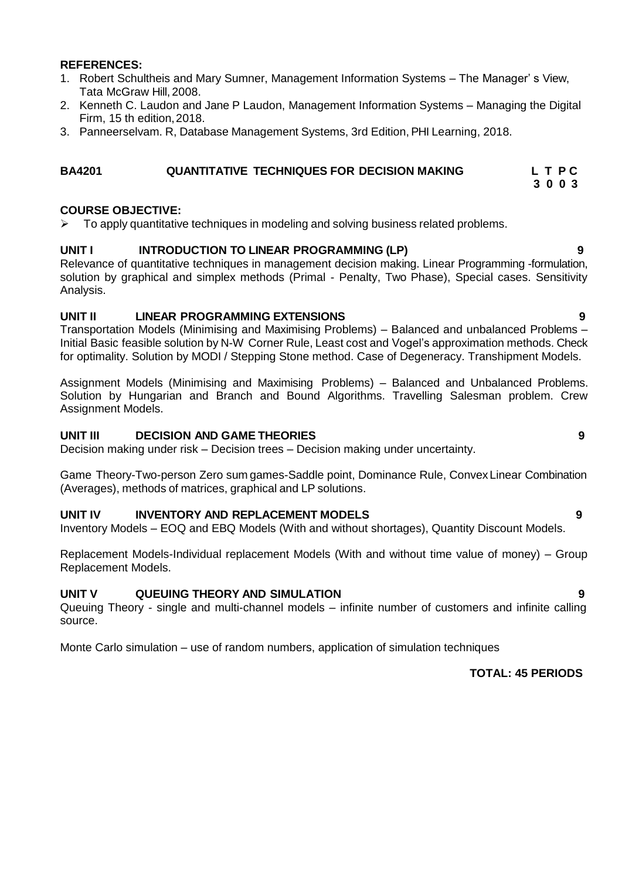**REFERENCES:**

1. Robert Schultheis and Mary Sumner, Management Information Systems – The Manager' s View, Tata McGraw Hill, 2008.
2. Kenneth C. Laudon and Jane P Laudon, Management Information Systems – Managing the Digital Firm, 15 th edition, 2018.
3. Panneerselvam. R, Database Management Systems, 3rd Edition, PHI Learning, 2018.

## BA4201 QUANTITATIVE TECHNIQUES FOR DECISION MAKING

| L | T | P | C |
|---|---|---|---|
| 3 | 0 | 0 | 3 |

**COURSE OBJECTIVE:**

- To apply quantitative techniques in modeling and solving business related problems.

**UNIT I INTRODUCTION TO LINEAR PROGRAMMING (LP) 9**

Relevance of quantitative techniques in management decision making. Linear Programming -formulation, solution by graphical and simplex methods (Primal - Penalty, Two Phase), Special cases. Sensitivity Analysis.

**UNIT II LINEAR PROGRAMMING EXTENSIONS 9**

Transportation Models (Minimising and Maximising Problems) – Balanced and unbalanced Problems – Initial Basic feasible solution by N-W Corner Rule, Least cost and Vogel's approximation methods. Check for optimality. Solution by MODI / Stepping Stone method. Case of Degeneracy. Transhipment Models.

Assignment Models (Minimising and Maximising Problems) – Balanced and Unbalanced Problems. Solution by Hungarian and Branch and Bound Algorithms. Travelling Salesman problem. Crew Assignment Models.

**UNIT III DECISION AND GAME THEORIES 9**

Decision making under risk – Decision trees – Decision making under uncertainty.

Game Theory-Two-person Zero sum games-Saddle point, Dominance Rule, Convex Linear Combination (Averages), methods of matrices, graphical and LP solutions.

**UNIT IV INVENTORY AND REPLACEMENT MODELS 9**

Inventory Models – EOQ and EBQ Models (With and without shortages), Quantity Discount Models.

Replacement Models-Individual replacement Models (With and without time value of money) – Group Replacement Models.

**UNIT V QUEUING THEORY AND SIMULATION 9**

Queuing Theory - single and multi-channel models – infinite number of customers and infinite calling source.

Monte Carlo simulation – use of random numbers, application of simulation techniques

**TOTAL: 45 PERIODS**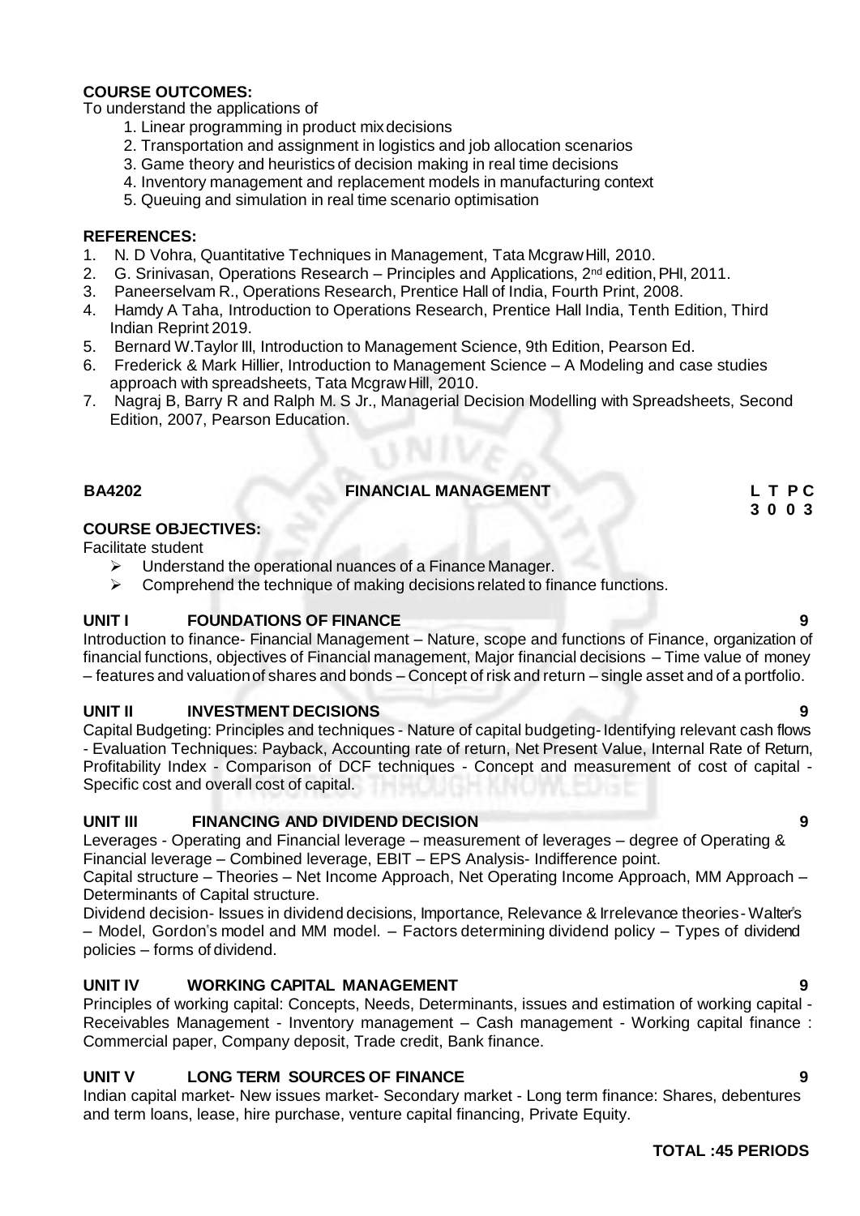**COURSE OUTCOMES:**

To understand the applications of

1. Linear programming in product mix decisions
2. Transportation and assignment in logistics and job allocation scenarios
3. Game theory and heuristics of decision making in real time decisions
4. Inventory management and replacement models in manufacturing context
5. Queuing and simulation in real time scenario optimisation

**REFERENCES:**

1. N. D Vohra, Quantitative Techniques in Management, Tata Mcgraw Hill, 2010.
2. G. Srinivasan, Operations Research – Principles and Applications, 2nd edition, PHI, 2011.
3. Paneerselvam R., Operations Research, Prentice Hall of India, Fourth Print, 2008.
4. Hamdy A Taha, Introduction to Operations Research, Prentice Hall India, Tenth Edition, Third Indian Reprint 2019.
5. Bernard W.Taylor III, Introduction to Management Science, 9th Edition, Pearson Ed.
6. Frederick & Mark Hillier, Introduction to Management Science – A Modeling and case studies approach with spreadsheets, Tata Mcgraw Hill, 2010.
7. Nagraj B, Barry R and Ralph M. S Jr., Managerial Decision Modelling with Spreadsheets, Second Edition, 2007, Pearson Education.

## BA4202 FINANCIAL MANAGEMENT

**L T P C**
**3 0 0 3**

**COURSE OBJECTIVES:**

Facilitate student

- Understand the operational nuances of a Finance Manager.
- Comprehend the technique of making decisions related to finance functions.

### UNIT I FOUNDATIONS OF FINANCE 9

Introduction to finance- Financial Management – Nature, scope and functions of Finance, organization of financial functions, objectives of Financial management, Major financial decisions – Time value of money – features and valuation of shares and bonds – Concept of risk and return – single asset and of a portfolio.

### UNIT II INVESTMENT DECISIONS 9

Capital Budgeting: Principles and techniques - Nature of capital budgeting- Identifying relevant cash flows - Evaluation Techniques: Payback, Accounting rate of return, Net Present Value, Internal Rate of Return, Profitability Index - Comparison of DCF techniques - Concept and measurement of cost of capital - Specific cost and overall cost of capital.

### UNIT III FINANCING AND DIVIDEND DECISION 9

Leverages - Operating and Financial leverage – measurement of leverages – degree of Operating & Financial leverage – Combined leverage, EBIT – EPS Analysis- Indifference point.

Capital structure – Theories – Net Income Approach, Net Operating Income Approach, MM Approach – Determinants of Capital structure.

Dividend decision- Issues in dividend decisions, Importance, Relevance & Irrelevance theories- Walter's – Model, Gordon's model and MM model. – Factors determining dividend policy – Types of dividend policies – forms of dividend.

### UNIT IV WORKING CAPITAL MANAGEMENT 9

Principles of working capital: Concepts, Needs, Determinants, issues and estimation of working capital - Receivables Management - Inventory management – Cash management - Working capital finance : Commercial paper, Company deposit, Trade credit, Bank finance.

### UNIT V LONG TERM SOURCES OF FINANCE 9

Indian capital market- New issues market- Secondary market - Long term finance: Shares, debentures and term loans, lease, hire purchase, venture capital financing, Private Equity.

**TOTAL :45 PERIODS**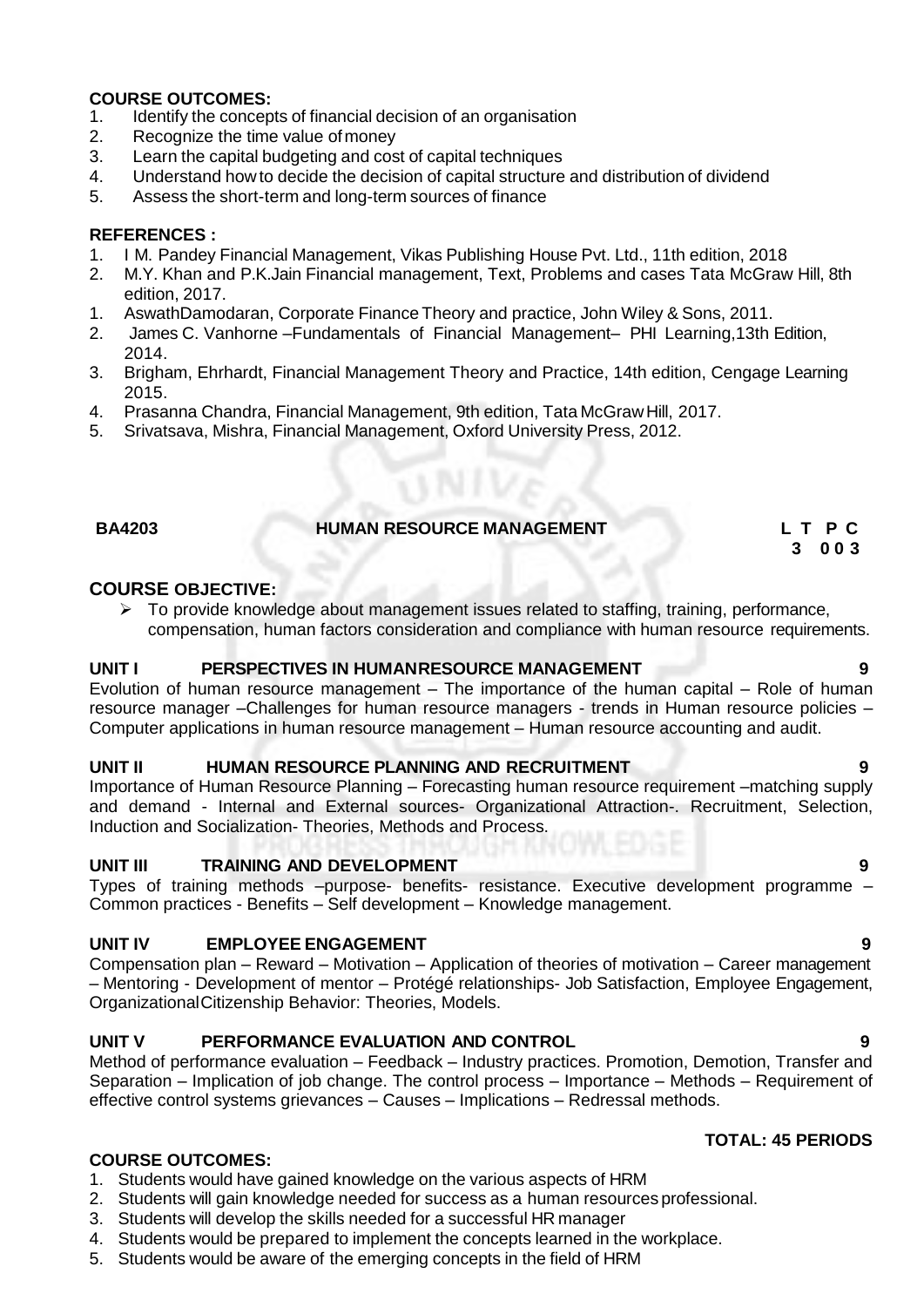**COURSE OUTCOMES:**

1. Identify the concepts of financial decision of an organisation
2. Recognize the time value of money
3. Learn the capital budgeting and cost of capital techniques
4. Understand how to decide the decision of capital structure and distribution of dividend
5. Assess the short-term and long-term sources of finance

**REFERENCES :**

1. I M. Pandey Financial Management, Vikas Publishing House Pvt. Ltd., 11th edition, 2018
2. M.Y. Khan and P.K.Jain Financial management, Text, Problems and cases Tata McGraw Hill, 8th edition, 2017.
1. AswathDamodaran, Corporate Finance Theory and practice, John Wiley & Sons, 2011.
2. James C. Vanhorne –Fundamentals of Financial Management– PHI Learning,13th Edition, 2014.
3. Brigham, Ehrhardt, Financial Management Theory and Practice, 14th edition, Cengage Learning 2015.
4. Prasanna Chandra, Financial Management, 9th edition, Tata McGraw Hill, 2017.
5. Srivatsava, Mishra, Financial Management, Oxford University Press, 2012.

| BA4203 | HUMAN RESOURCE MANAGEMENT | L T P C |
|---|---|---|
| | | 3 0 0 3 |

**COURSE OBJECTIVE:**

- To provide knowledge about management issues related to staffing, training, performance, compensation, human factors consideration and compliance with human resource requirements.

**UNIT I PERSPECTIVES IN HUMANRESOURCE MANAGEMENT 9**

Evolution of human resource management – The importance of the human capital – Role of human resource manager –Challenges for human resource managers - trends in Human resource policies – Computer applications in human resource management – Human resource accounting and audit.

**UNIT II HUMAN RESOURCE PLANNING AND RECRUITMENT 9**

Importance of Human Resource Planning – Forecasting human resource requirement –matching supply and demand - Internal and External sources- Organizational Attraction-. Recruitment, Selection, Induction and Socialization- Theories, Methods and Process.

**UNIT III TRAINING AND DEVELOPMENT 9**

Types of training methods –purpose- benefits- resistance. Executive development programme – Common practices - Benefits – Self development – Knowledge management.

**UNIT IV EMPLOYEE ENGAGEMENT 9**

Compensation plan – Reward – Motivation – Application of theories of motivation – Career management – Mentoring - Development of mentor – Protégé relationships- Job Satisfaction, Employee Engagement, OrganizationalCitizenship Behavior: Theories, Models.

**UNIT V PERFORMANCE EVALUATION AND CONTROL 9**

Method of performance evaluation – Feedback – Industry practices. Promotion, Demotion, Transfer and Separation – Implication of job change. The control process – Importance – Methods – Requirement of effective control systems grievances – Causes – Implications – Redressal methods.

**TOTAL: 45 PERIODS**

**COURSE OUTCOMES:**

1. Students would have gained knowledge on the various aspects of HRM
2. Students will gain knowledge needed for success as a human resources professional.
3. Students will develop the skills needed for a successful HR manager
4. Students would be prepared to implement the concepts learned in the workplace.
5. Students would be aware of the emerging concepts in the field of HRM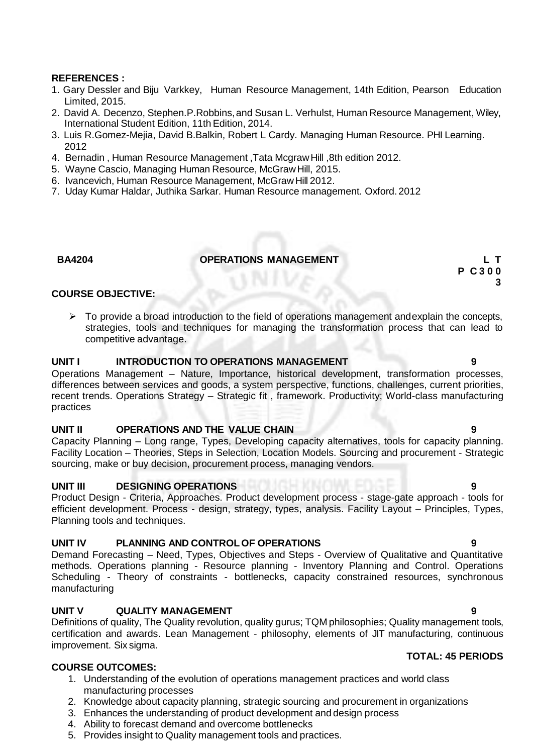**REFERENCES :**

1. Gary Dessler and Biju Varkkey, Human Resource Management, 14th Edition, Pearson Education Limited, 2015.
2. David A. Decenzo, Stephen.P.Robbins, and Susan L. Verhulst, Human Resource Management, Wiley, International Student Edition, 11th Edition, 2014.
3. Luis R.Gomez-Mejia, David B.Balkin, Robert L Cardy. Managing Human Resource. PHI Learning. 2012
4. Bernadin , Human Resource Management ,Tata Mcgraw Hill ,8th edition 2012.
5. Wayne Cascio, Managing Human Resource, McGraw Hill, 2015.
6. Ivancevich, Human Resource Management, McGraw Hill 2012.
7. Uday Kumar Haldar, Juthika Sarkar. Human Resource management. Oxford. 2012

**BA4204 OPERATIONS MANAGEMENT L T P C 3 0 0 3**

**COURSE OBJECTIVE:**

- To provide a broad introduction to the field of operations management and explain the concepts, strategies, tools and techniques for managing the transformation process that can lead to competitive advantage.

**UNIT I INTRODUCTION TO OPERATIONS MANAGEMENT 9**

Operations Management – Nature, Importance, historical development, transformation processes, differences between services and goods, a system perspective, functions, challenges, current priorities, recent trends. Operations Strategy – Strategic fit , framework. Productivity; World-class manufacturing practices

**UNIT II OPERATIONS AND THE VALUE CHAIN 9**

Capacity Planning – Long range, Types, Developing capacity alternatives, tools for capacity planning. Facility Location – Theories, Steps in Selection, Location Models. Sourcing and procurement - Strategic sourcing, make or buy decision, procurement process, managing vendors.

**UNIT III DESIGNING OPERATIONS 9**

Product Design - Criteria, Approaches. Product development process - stage-gate approach - tools for efficient development. Process - design, strategy, types, analysis. Facility Layout – Principles, Types, Planning tools and techniques.

**UNIT IV PLANNING AND CONTROL OF OPERATIONS 9**

Demand Forecasting – Need, Types, Objectives and Steps - Overview of Qualitative and Quantitative methods. Operations planning - Resource planning - Inventory Planning and Control. Operations Scheduling - Theory of constraints - bottlenecks, capacity constrained resources, synchronous manufacturing

**UNIT V QUALITY MANAGEMENT 9**

Definitions of quality, The Quality revolution, quality gurus; TQM philosophies; Quality management tools, certification and awards. Lean Management - philosophy, elements of JIT manufacturing, continuous improvement. Six sigma.

**TOTAL: 45 PERIODS**

**COURSE OUTCOMES:**

1. Understanding of the evolution of operations management practices and world class manufacturing processes
2. Knowledge about capacity planning, strategic sourcing and procurement in organizations
3. Enhances the understanding of product development and design process
4. Ability to forecast demand and overcome bottlenecks
5. Provides insight to Quality management tools and practices.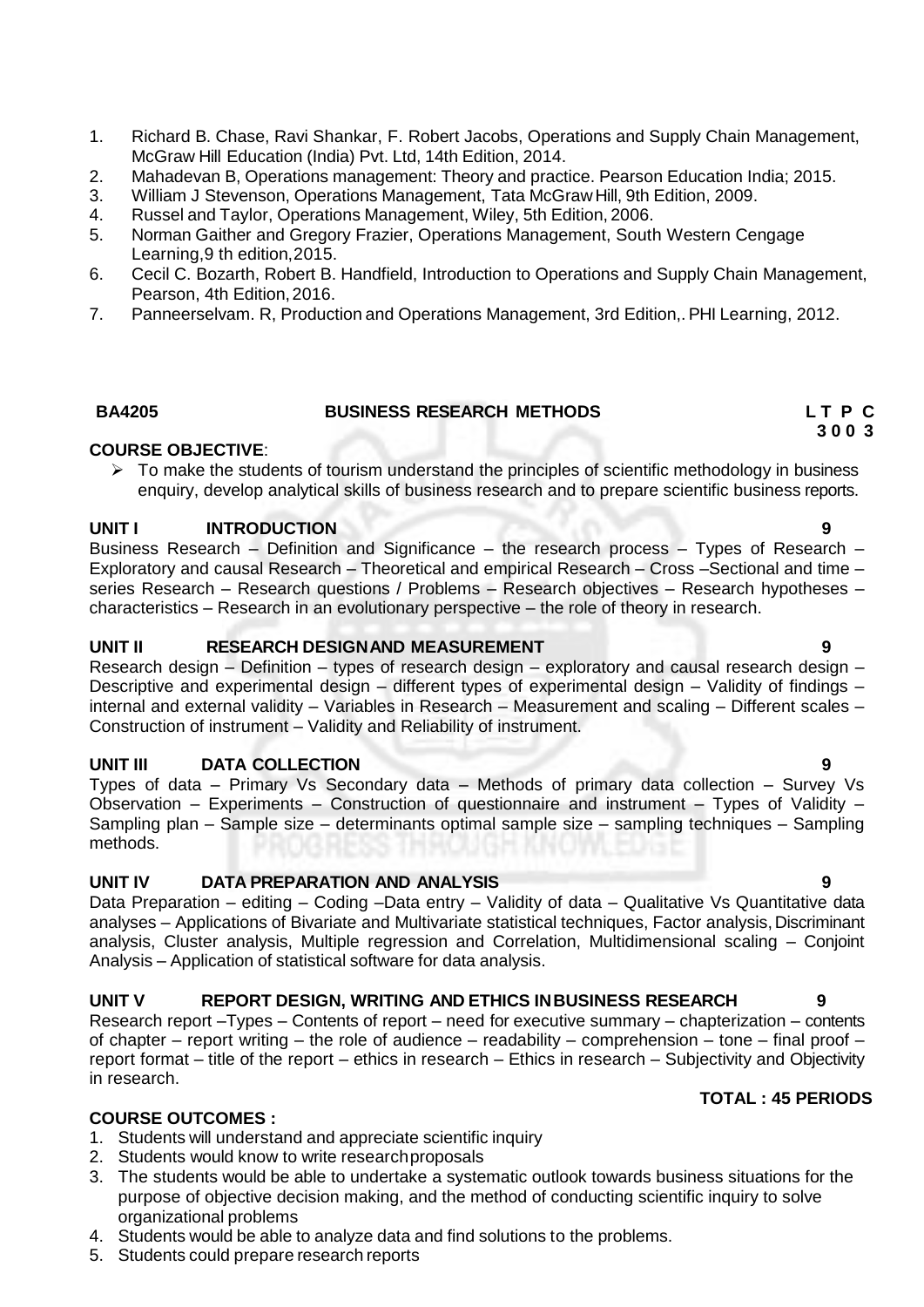1. Richard B. Chase, Ravi Shankar, F. Robert Jacobs, Operations and Supply Chain Management, McGraw Hill Education (India) Pvt. Ltd, 14th Edition, 2014.
2. Mahadevan B, Operations management: Theory and practice. Pearson Education India; 2015.
3. William J Stevenson, Operations Management, Tata McGraw Hill, 9th Edition, 2009.
4. Russel and Taylor, Operations Management, Wiley, 5th Edition, 2006.
5. Norman Gaither and Gregory Frazier, Operations Management, South Western Cengage Learning,9 th edition,2015.
6. Cecil C. Bozarth, Robert B. Handfield, Introduction to Operations and Supply Chain Management, Pearson, 4th Edition, 2016.
7. Panneerselvam. R, Production and Operations Management, 3rd Edition,. PHI Learning, 2012.

**BA4205 BUSINESS RESEARCH METHODS L T P C**
**3 0 0 3**

**COURSE OBJECTIVE**:

- To make the students of tourism understand the principles of scientific methodology in business enquiry, develop analytical skills of business research and to prepare scientific business reports.

**UNIT I INTRODUCTION 9**

Business Research – Definition and Significance – the research process – Types of Research – Exploratory and causal Research – Theoretical and empirical Research – Cross –Sectional and time – series Research – Research questions / Problems – Research objectives – Research hypotheses – characteristics – Research in an evolutionary perspective – the role of theory in research.

**UNIT II RESEARCH DESIGNAND MEASUREMENT 9**

Research design – Definition – types of research design – exploratory and causal research design – Descriptive and experimental design – different types of experimental design – Validity of findings – internal and external validity – Variables in Research – Measurement and scaling – Different scales – Construction of instrument – Validity and Reliability of instrument.

**UNIT III DATA COLLECTION 9**

Types of data – Primary Vs Secondary data – Methods of primary data collection – Survey Vs Observation – Experiments – Construction of questionnaire and instrument – Types of Validity – Sampling plan – Sample size – determinants optimal sample size – sampling techniques – Sampling methods.

**UNIT IV DATA PREPARATION AND ANALYSIS 9**

Data Preparation – editing – Coding –Data entry – Validity of data – Qualitative Vs Quantitative data analyses – Applications of Bivariate and Multivariate statistical techniques, Factor analysis, Discriminant analysis, Cluster analysis, Multiple regression and Correlation, Multidimensional scaling – Conjoint Analysis – Application of statistical software for data analysis.

**UNIT V REPORT DESIGN, WRITING AND ETHICS INBUSINESS RESEARCH 9**

Research report –Types – Contents of report – need for executive summary – chapterization – contents of chapter – report writing – the role of audience – readability – comprehension – tone – final proof – report format – title of the report – ethics in research – Ethics in research – Subjectivity and Objectivity in research.

**TOTAL : 45 PERIODS**

**COURSE OUTCOMES :**

1. Students will understand and appreciate scientific inquiry
2. Students would know to write researchproposals
3. The students would be able to undertake a systematic outlook towards business situations for the purpose of objective decision making, and the method of conducting scientific inquiry to solve organizational problems
4. Students would be able to analyze data and find solutions to the problems.
5. Students could prepare research reports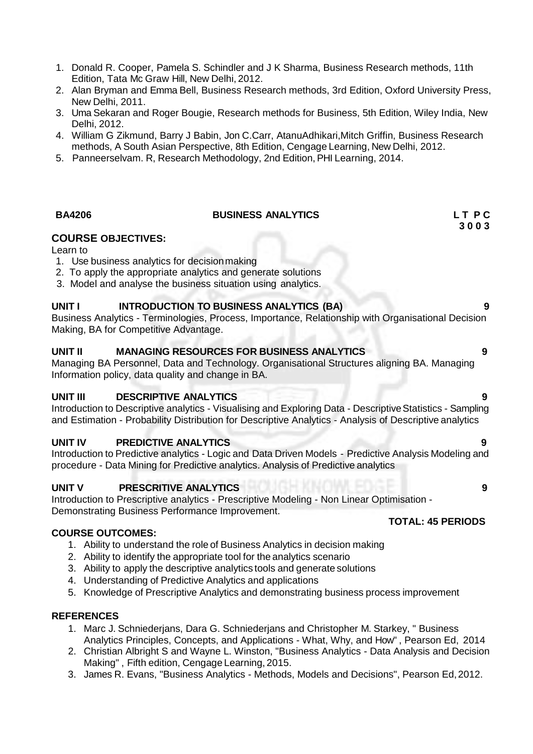1. Donald R. Cooper, Pamela S. Schindler and J K Sharma, Business Research methods, 11th Edition, Tata Mc Graw Hill, New Delhi, 2012.
2. Alan Bryman and Emma Bell, Business Research methods, 3rd Edition, Oxford University Press, New Delhi, 2011.
3. Uma Sekaran and Roger Bougie, Research methods for Business, 5th Edition, Wiley India, New Delhi, 2012.
4. William G Zikmund, Barry J Babin, Jon C.Carr, AtanuAdhikari,Mitch Griffin, Business Research methods, A South Asian Perspective, 8th Edition, Cengage Learning, New Delhi, 2012.
5. Panneerselvam. R, Research Methodology, 2nd Edition, PHI Learning, 2014.

## BA4206 BUSINESS ANALYTICS

**L T P C**
**3 0 0 3**

### COURSE OBJECTIVES:

Learn to

1. Use business analytics for decision making
2. To apply the appropriate analytics and generate solutions
3. Model and analyse the business situation using analytics.

### UNIT I INTRODUCTION TO BUSINESS ANALYTICS (BA) 9

Business Analytics - Terminologies, Process, Importance, Relationship with Organisational Decision Making, BA for Competitive Advantage.

### UNIT II MANAGING RESOURCES FOR BUSINESS ANALYTICS 9

Managing BA Personnel, Data and Technology. Organisational Structures aligning BA. Managing Information policy, data quality and change in BA.

### UNIT III DESCRIPTIVE ANALYTICS 9

Introduction to Descriptive analytics - Visualising and Exploring Data - Descriptive Statistics - Sampling and Estimation - Probability Distribution for Descriptive Analytics - Analysis of Descriptive analytics

### UNIT IV PREDICTIVE ANALYTICS 9

Introduction to Predictive analytics - Logic and Data Driven Models - Predictive Analysis Modeling and procedure - Data Mining for Predictive analytics. Analysis of Predictive analytics

### UNIT V PRESCRITIVE ANALYTICS 9

Introduction to Prescriptive analytics - Prescriptive Modeling - Non Linear Optimisation - Demonstrating Business Performance Improvement.

**TOTAL: 45 PERIODS**

### COURSE OUTCOMES:

1. Ability to understand the role of Business Analytics in decision making
2. Ability to identify the appropriate tool for the analytics scenario
3. Ability to apply the descriptive analytics tools and generate solutions
4. Understanding of Predictive Analytics and applications
5. Knowledge of Prescriptive Analytics and demonstrating business process improvement

### REFERENCES

1. Marc J. Schniederjans, Dara G. Schniederjans and Christopher M. Starkey, " Business Analytics Principles, Concepts, and Applications - What, Why, and How" , Pearson Ed, 2014
2. Christian Albright S and Wayne L. Winston, "Business Analytics - Data Analysis and Decision Making" , Fifth edition, Cengage Learning, 2015.
3. James R. Evans, "Business Analytics - Methods, Models and Decisions", Pearson Ed, 2012.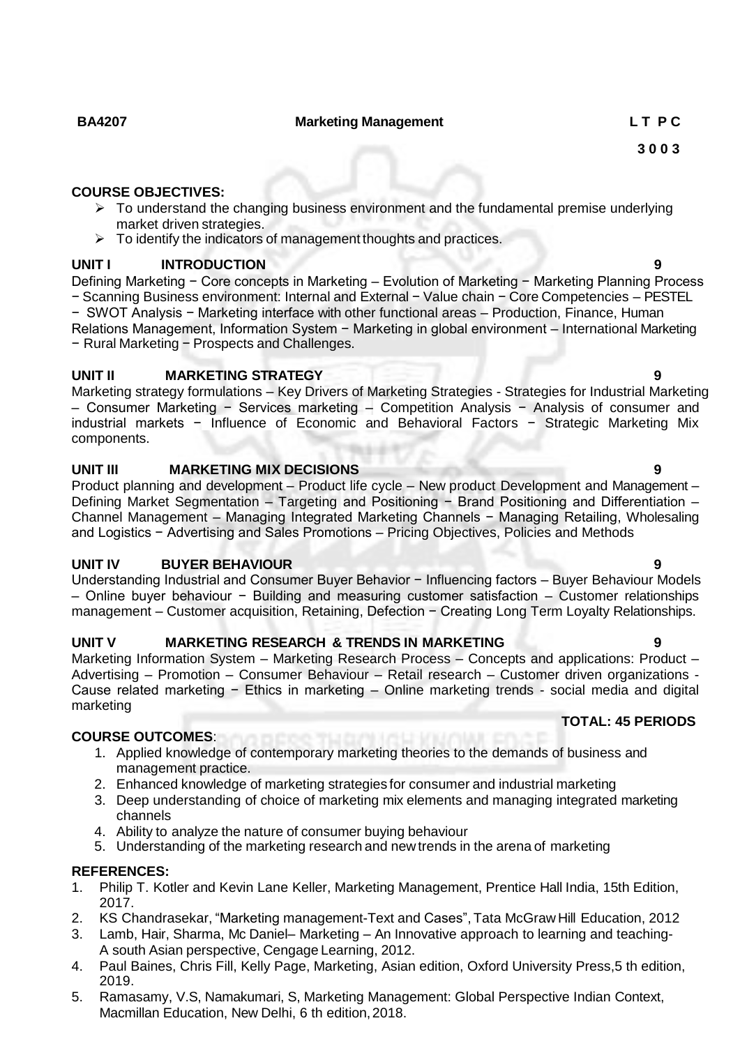**BA4207 Marketing Management L T P C**

**3 0 0 3**

**COURSE OBJECTIVES:**

- To understand the changing business environment and the fundamental premise underlying market driven strategies.
- To identify the indicators of management thoughts and practices.

**UNIT I INTRODUCTION 9**

Defining Marketing − Core concepts in Marketing – Evolution of Marketing − Marketing Planning Process − Scanning Business environment: Internal and External − Value chain − Core Competencies – PESTEL − SWOT Analysis − Marketing interface with other functional areas – Production, Finance, Human Relations Management, Information System − Marketing in global environment – International Marketing − Rural Marketing − Prospects and Challenges.

**UNIT II MARKETING STRATEGY 9**

Marketing strategy formulations – Key Drivers of Marketing Strategies - Strategies for Industrial Marketing – Consumer Marketing − Services marketing – Competition Analysis − Analysis of consumer and industrial markets − Influence of Economic and Behavioral Factors − Strategic Marketing Mix components.

**UNIT III MARKETING MIX DECISIONS 9**

Product planning and development – Product life cycle – New product Development and Management – Defining Market Segmentation – Targeting and Positioning − Brand Positioning and Differentiation – Channel Management – Managing Integrated Marketing Channels − Managing Retailing, Wholesaling and Logistics − Advertising and Sales Promotions – Pricing Objectives, Policies and Methods

**UNIT IV BUYER BEHAVIOUR 9**

Understanding Industrial and Consumer Buyer Behavior − Influencing factors – Buyer Behaviour Models – Online buyer behaviour − Building and measuring customer satisfaction – Customer relationships management – Customer acquisition, Retaining, Defection − Creating Long Term Loyalty Relationships.

**UNIT V MARKETING RESEARCH & TRENDS IN MARKETING 9**

Marketing Information System – Marketing Research Process – Concepts and applications: Product – Advertising – Promotion – Consumer Behaviour – Retail research – Customer driven organizations - Cause related marketing − Ethics in marketing – Online marketing trends - social media and digital marketing

**TOTAL: 45 PERIODS**

**COURSE OUTCOMES**:

1. Applied knowledge of contemporary marketing theories to the demands of business and management practice.
2. Enhanced knowledge of marketing strategies for consumer and industrial marketing
3. Deep understanding of choice of marketing mix elements and managing integrated marketing channels
4. Ability to analyze the nature of consumer buying behaviour
5. Understanding of the marketing research and new trends in the arena of marketing

**REFERENCES:**

1. Philip T. Kotler and Kevin Lane Keller, Marketing Management, Prentice Hall India, 15th Edition, 2017.
2. KS Chandrasekar, "Marketing management-Text and Cases", Tata McGraw Hill Education, 2012
3. Lamb, Hair, Sharma, Mc Daniel– Marketing – An Innovative approach to learning and teaching- A south Asian perspective, Cengage Learning, 2012.
4. Paul Baines, Chris Fill, Kelly Page, Marketing, Asian edition, Oxford University Press,5 th edition, 2019.
5. Ramasamy, V.S, Namakumari, S, Marketing Management: Global Perspective Indian Context, Macmillan Education, New Delhi, 6 th edition, 2018.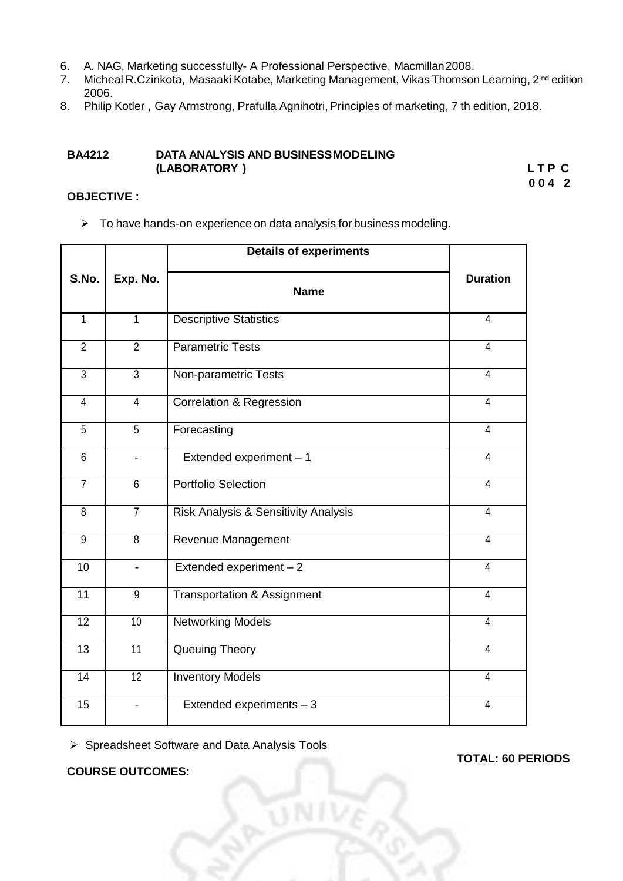6. A. NAG, Marketing successfully- A Professional Perspective, Macmillan 2008.
7. Micheal R.Czinkota, Masaaki Kotabe, Marketing Management, Vikas Thomson Learning, 2nd edition 2006.
8. Philip Kotler , Gay Armstrong, Prafulla Agnihotri, Principles of marketing, 7 th edition, 2018.

**BA4212 DATA ANALYSIS AND BUSINESS MODELING (LABORATORY )**

**L T P C**
**0 0 4 2**

**OBJECTIVE :**

- To have hands-on experience on data analysis for business modeling.

| S.No. | Exp. No. | Details of experiments | Duration |
|---|---|---|---|
| | | **Name** | |
| 1 | 1 | Descriptive Statistics | 4 |
| 2 | 2 | Parametric Tests | 4 |
| 3 | 3 | Non-parametric Tests | 4 |
| 4 | 4 | Correlation & Regression | 4 |
| 5 | 5 | Forecasting | 4 |
| 6 | - | Extended experiment – 1 | 4 |
| 7 | 6 | Portfolio Selection | 4 |
| 8 | 7 | Risk Analysis & Sensitivity Analysis | 4 |
| 9 | 8 | Revenue Management | 4 |
| 10 | - | Extended experiment – 2 | 4 |
| 11 | 9 | Transportation & Assignment | 4 |
| 12 | 10 | Networking Models | 4 |
| 13 | 11 | Queuing Theory | 4 |
| 14 | 12 | Inventory Models | 4 |
| 15 | - | Extended experiments – 3 | 4 |

- Spreadsheet Software and Data Analysis Tools

**TOTAL: 60 PERIODS**

**COURSE OUTCOMES:**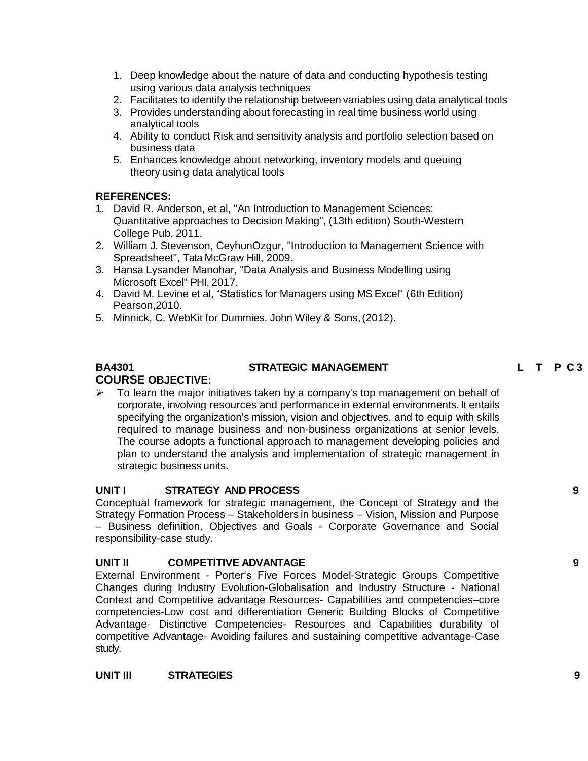1. Deep knowledge about the nature of data and conducting hypothesis testing using various data analysis techniques
2. Facilitates to identify the relationship between variables using data analytical tools
3. Provides understanding about forecasting in real time business world using analytical tools
4. Ability to conduct Risk and sensitivity analysis and portfolio selection based on business data
5. Enhances knowledge about networking, inventory models and queuing theory usin g data analytical tools

**REFERENCES:**

1. David R. Anderson, et al, "An Introduction to Management Sciences: Quantitative approaches to Decision Making", (13th edition) South-Western College Pub, 2011.
2. William J. Stevenson, CeyhunOzgur, "Introduction to Management Science with Spreadsheet", Tata McGraw Hill, 2009.
3. Hansa Lysander Manohar, "Data Analysis and Business Modelling using Microsoft Excel" PHI, 2017.
4. David M. Levine et al, "Statistics for Managers using MS Excel" (6th Edition) Pearson,2010.
5. Minnick, C. WebKit for Dummies. John Wiley & Sons, (2012).

**BA4301 STRATEGIC MANAGEMENT L T P C 3**

**COURSE OBJECTIVE:**

- To learn the major initiatives taken by a company's top management on behalf of corporate, involving resources and performance in external environments. It entails specifying the organization's mission, vision and objectives, and to equip with skills required to manage business and non-business organizations at senior levels. The course adopts a functional approach to management developing policies and plan to understand the analysis and implementation of strategic management in strategic business units.

**UNIT I STRATEGY AND PROCESS 9**

Conceptual framework for strategic management, the Concept of Strategy and the Strategy Formation Process – Stakeholders in business – Vision, Mission and Purpose – Business definition, Objectives and Goals - Corporate Governance and Social responsibility-case study.

**UNIT II COMPETITIVE ADVANTAGE 9**

External Environment - Porter's Five Forces Model-Strategic Groups Competitive Changes during Industry Evolution-Globalisation and Industry Structure - National Context and Competitive advantage Resources- Capabilities and competencies–core competencies-Low cost and differentiation Generic Building Blocks of Competitive Advantage- Distinctive Competencies- Resources and Capabilities durability of competitive Advantage- Avoiding failures and sustaining competitive advantage-Case study.

**UNIT III STRATEGIES 9**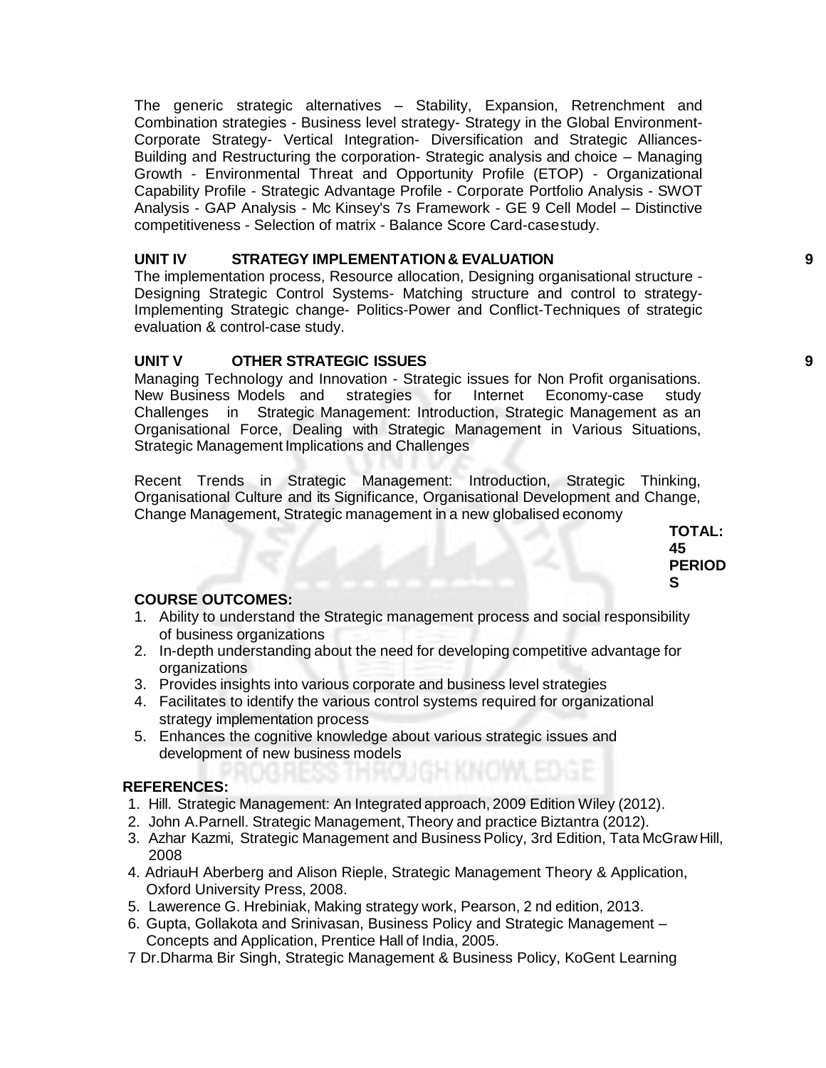The generic strategic alternatives – Stability, Expansion, Retrenchment and Combination strategies - Business level strategy- Strategy in the Global Environment- Corporate Strategy- Vertical Integration- Diversification and Strategic Alliances- Building and Restructuring the corporation- Strategic analysis and choice – Managing Growth - Environmental Threat and Opportunity Profile (ETOP) - Organizational Capability Profile - Strategic Advantage Profile - Corporate Portfolio Analysis - SWOT Analysis - GAP Analysis - Mc Kinsey's 7s Framework - GE 9 Cell Model – Distinctive competitiveness - Selection of matrix - Balance Score Card-casestudy.

**UNIT IV STRATEGY IMPLEMENTATION & EVALUATION** **9**

The implementation process, Resource allocation, Designing organisational structure - Designing Strategic Control Systems- Matching structure and control to strategy- Implementing Strategic change- Politics-Power and Conflict-Techniques of strategic evaluation & control-case study.

**UNIT V OTHER STRATEGIC ISSUES** **9**

Managing Technology and Innovation - Strategic issues for Non Profit organisations. New Business Models and strategies for Internet Economy-case study Challenges in Strategic Management: Introduction, Strategic Management as an Organisational Force, Dealing with Strategic Management in Various Situations, Strategic Management Implications and Challenges

Recent Trends in Strategic Management: Introduction, Strategic Thinking, Organisational Culture and its Significance, Organisational Development and Change, Change Management, Strategic management in a new globalised economy

**TOTAL: 45 PERIODS**

**COURSE OUTCOMES:**

1. Ability to understand the Strategic management process and social responsibility of business organizations
2. In-depth understanding about the need for developing competitive advantage for organizations
3. Provides insights into various corporate and business level strategies
4. Facilitates to identify the various control systems required for organizational strategy implementation process
5. Enhances the cognitive knowledge about various strategic issues and development of new business models

**REFERENCES:**

1. Hill. Strategic Management: An Integrated approach, 2009 Edition Wiley (2012).
2. John A.Parnell. Strategic Management, Theory and practice Biztantra (2012).
3. Azhar Kazmi, Strategic Management and Business Policy, 3rd Edition, Tata McGraw Hill, 2008
4. AdriauH Aberberg and Alison Rieple, Strategic Management Theory & Application, Oxford University Press, 2008.
5. Lawerence G. Hrebiniak, Making strategy work, Pearson, 2 nd edition, 2013.
6. Gupta, Gollakota and Srinivasan, Business Policy and Strategic Management – Concepts and Application, Prentice Hall of India, 2005.
7. Dr.Dharma Bir Singh, Strategic Management & Business Policy, KoGent Learning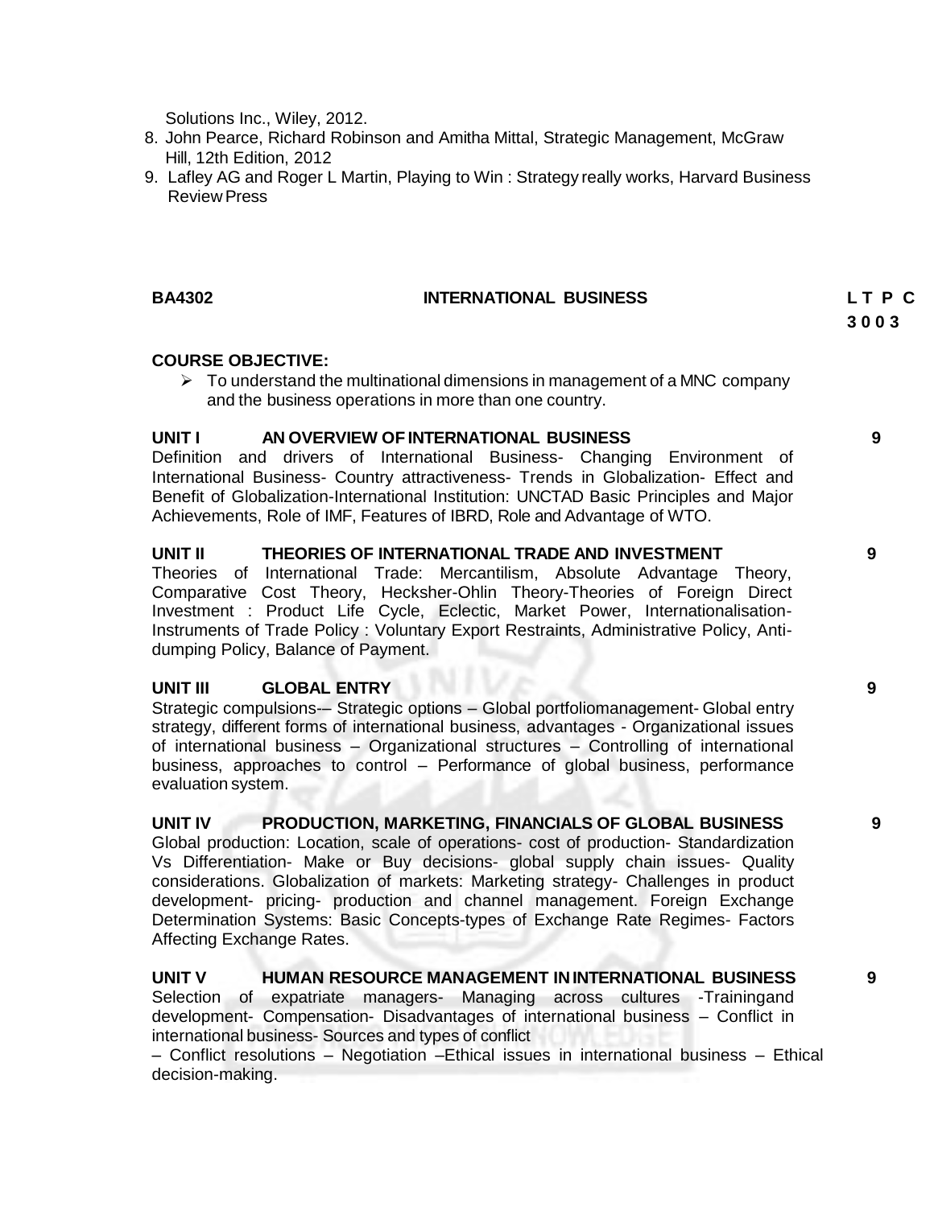Solutions Inc., Wiley, 2012.

8. John Pearce, Richard Robinson and Amitha Mittal, Strategic Management, McGraw Hill, 12th Edition, 2012
9. Lafley AG and Roger L Martin, Playing to Win : Strategy really works, Harvard Business Review Press

| **BA4302** | **INTERNATIONAL BUSINESS** | **L T P C** |
|---|---|---|
| | | **3 0 0 3** |

**COURSE OBJECTIVE:**

- To understand the multinational dimensions in management of a MNC company and the business operations in more than one country.

**UNIT I AN OVERVIEW OF INTERNATIONAL BUSINESS** **9**

Definition and drivers of International Business- Changing Environment of International Business- Country attractiveness- Trends in Globalization- Effect and Benefit of Globalization-International Institution: UNCTAD Basic Principles and Major Achievements, Role of IMF, Features of IBRD, Role and Advantage of WTO.

**UNIT II THEORIES OF INTERNATIONAL TRADE AND INVESTMENT** **9**

Theories of International Trade: Mercantilism, Absolute Advantage Theory, Comparative Cost Theory, Hecksher-Ohlin Theory-Theories of Foreign Direct Investment : Product Life Cycle, Eclectic, Market Power, Internationalisation- Instruments of Trade Policy : Voluntary Export Restraints, Administrative Policy, Anti-dumping Policy, Balance of Payment.

**UNIT III GLOBAL ENTRY** **9**

Strategic compulsions-– Strategic options – Global portfoliomanagement- Global entry strategy, different forms of international business, advantages - Organizational issues of international business – Organizational structures – Controlling of international business, approaches to control – Performance of global business, performance evaluation system.

**UNIT IV PRODUCTION, MARKETING, FINANCIALS OF GLOBAL BUSINESS** **9**

Global production: Location, scale of operations- cost of production- Standardization Vs Differentiation- Make or Buy decisions- global supply chain issues- Quality considerations. Globalization of markets: Marketing strategy- Challenges in product development- pricing- production and channel management. Foreign Exchange Determination Systems: Basic Concepts-types of Exchange Rate Regimes- Factors Affecting Exchange Rates.

**UNIT V HUMAN RESOURCE MANAGEMENT IN INTERNATIONAL BUSINESS** **9**

Selection of expatriate managers- Managing across cultures -Trainingand development- Compensation- Disadvantages of international business – Conflict in international business- Sources and types of conflict – Conflict resolutions – Negotiation –Ethical issues in international business – Ethical decision-making.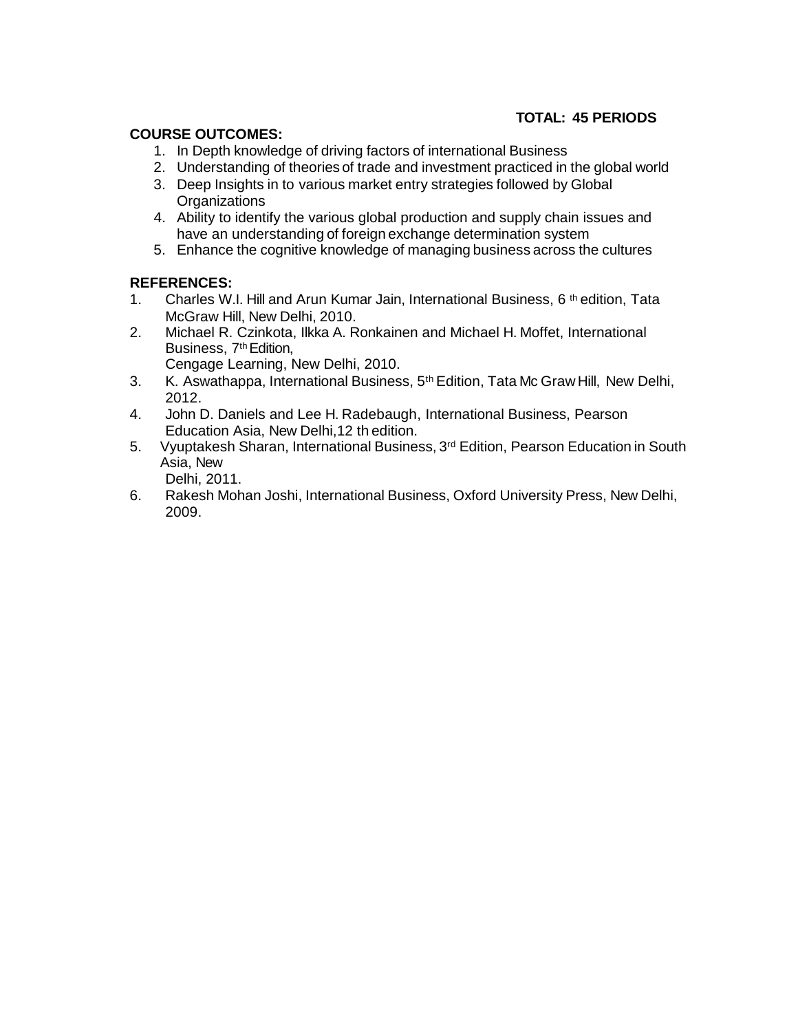**TOTAL: 45 PERIODS**

**COURSE OUTCOMES:**

1. In Depth knowledge of driving factors of international Business
2. Understanding of theories of trade and investment practiced in the global world
3. Deep Insights in to various market entry strategies followed by Global Organizations
4. Ability to identify the various global production and supply chain issues and have an understanding of foreign exchange determination system
5. Enhance the cognitive knowledge of managing business across the cultures

**REFERENCES:**

1. Charles W.I. Hill and Arun Kumar Jain, International Business, 6th edition, Tata McGraw Hill, New Delhi, 2010.
2. Michael R. Czinkota, Ilkka A. Ronkainen and Michael H. Moffet, International Business, 7th Edition, Cengage Learning, New Delhi, 2010.
3. K. Aswathappa, International Business, 5th Edition, Tata Mc Graw Hill, New Delhi, 2012.
4. John D. Daniels and Lee H. Radebaugh, International Business, Pearson Education Asia, New Delhi,12 th edition.
5. Vyuptakesh Sharan, International Business, 3rd Edition, Pearson Education in South Asia, New Delhi, 2011.
6. Rakesh Mohan Joshi, International Business, Oxford University Press, New Delhi, 2009.